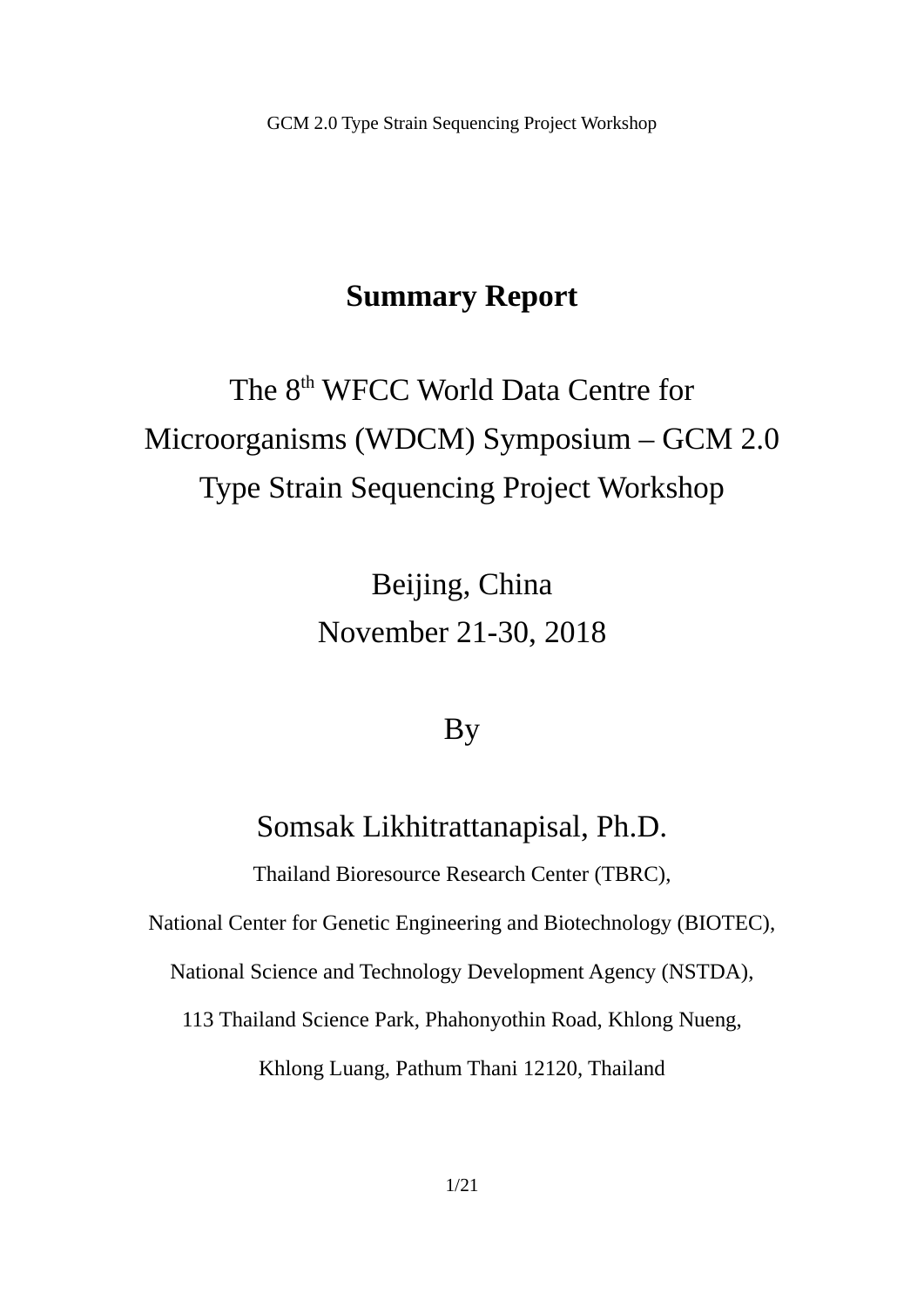# Summary Report

## The 8th WFCC World Data Centre for Microorganisms (WDCM) Symposium – GCM 2.0 Type Strain Sequencing Project Workshop

Beijing, China

November 21-30, 2018

By

Somsak Likhitrattanapisal, Ph.D.

Thailand Bioresource Research Center (TBRC),

National Center for Genetic Engineering and Biotechnology (BIOTEC),

National Science and Technology Development Agency (NSTDA),

113 Thailand Science Park, Phahonyothin Road, Khlong Nueng,

Khlong Luang, Pathum Thani 12120, Thailand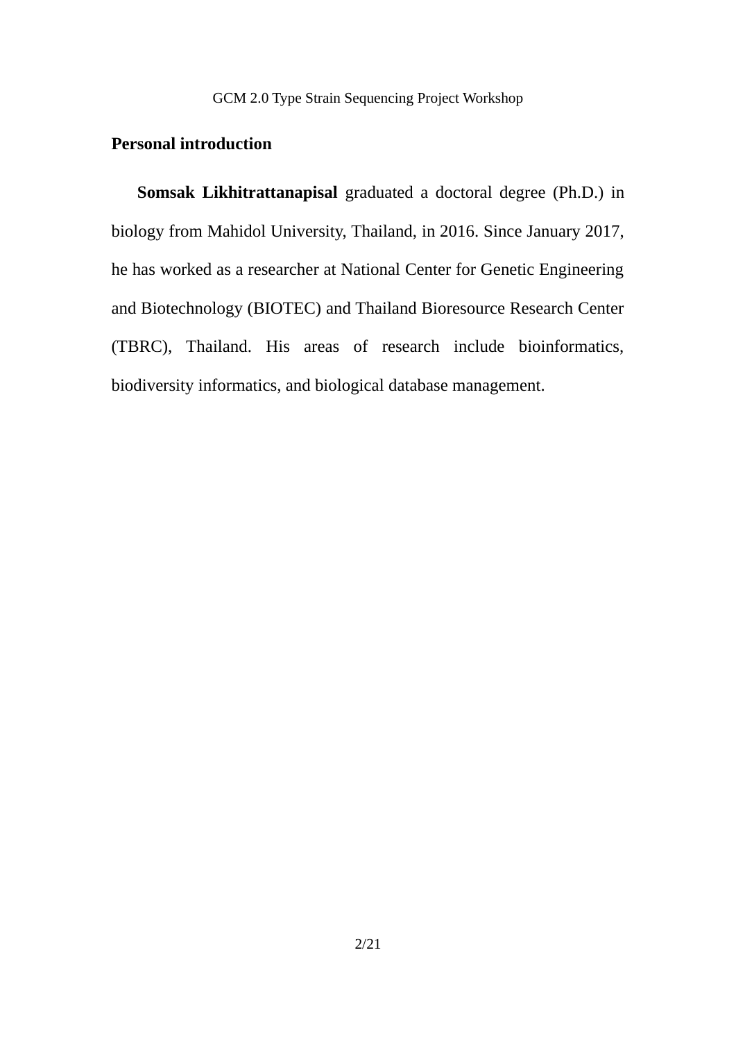## Personal introduction

**Somsak Likhitrattanapisal** graduated a doctoral degree (Ph.D.) in biology from Mahidol University, Thailand, in 2016. Since January 2017, he has worked as a researcher at National Center for Genetic Engineering and Biotechnology (BIOTEC) and Thailand Bioresource Research Center (TBRC), Thailand. His areas of research include bioinformatics, biodiversity informatics, and biological database management.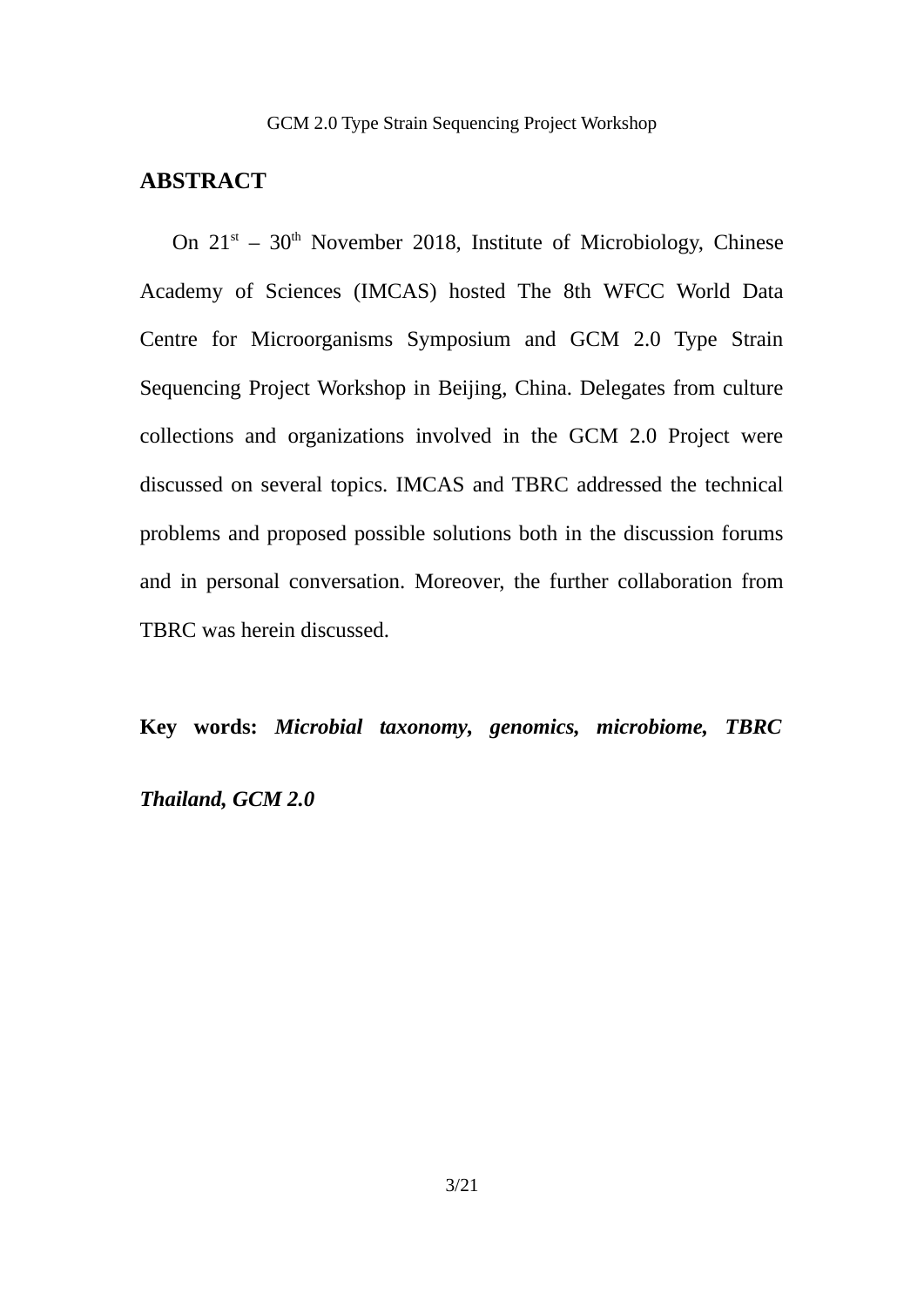## ABSTRACT

On 21st – 30th November 2018, Institute of Microbiology, Chinese Academy of Sciences (IMCAS) hosted The 8th WFCC World Data Centre for Microorganisms Symposium and GCM 2.0 Type Strain Sequencing Project Workshop in Beijing, China. Delegates from culture collections and organizations involved in the GCM 2.0 Project were discussed on several topics. IMCAS and TBRC addressed the technical problems and proposed possible solutions both in the discussion forums and in personal conversation. Moreover, the further collaboration from TBRC was herein discussed.

**Key words:** ***Microbial taxonomy, genomics, microbiome, TBRC Thailand, GCM 2.0***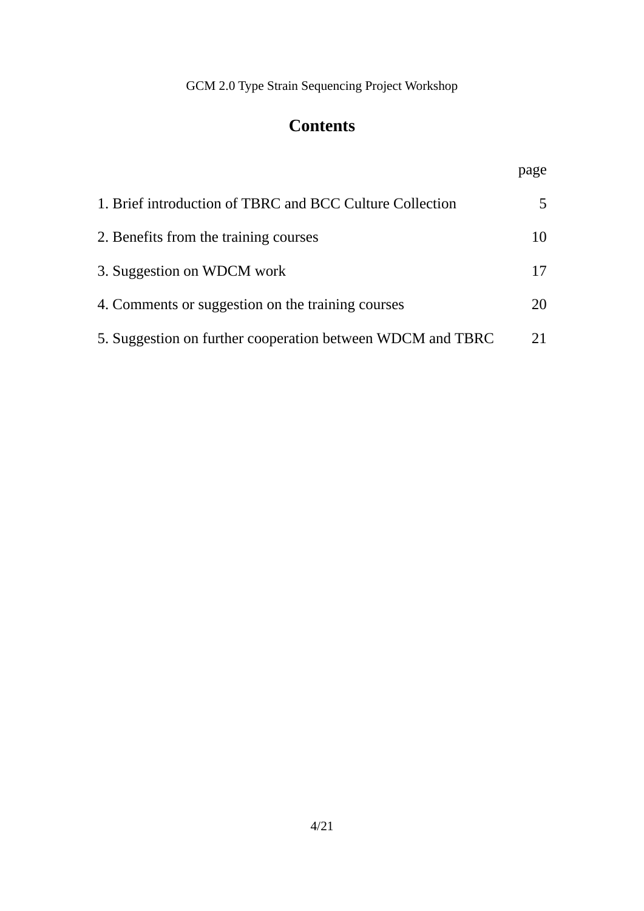# Contents

| | page |
|---|---|
| 1. Brief introduction of TBRC and BCC Culture Collection | 5 |
| 2. Benefits from the training courses | 10 |
| 3. Suggestion on WDCM work | 17 |
| 4. Comments or suggestion on the training courses | 20 |
| 5. Suggestion on further cooperation between WDCM and TBRC | 21 |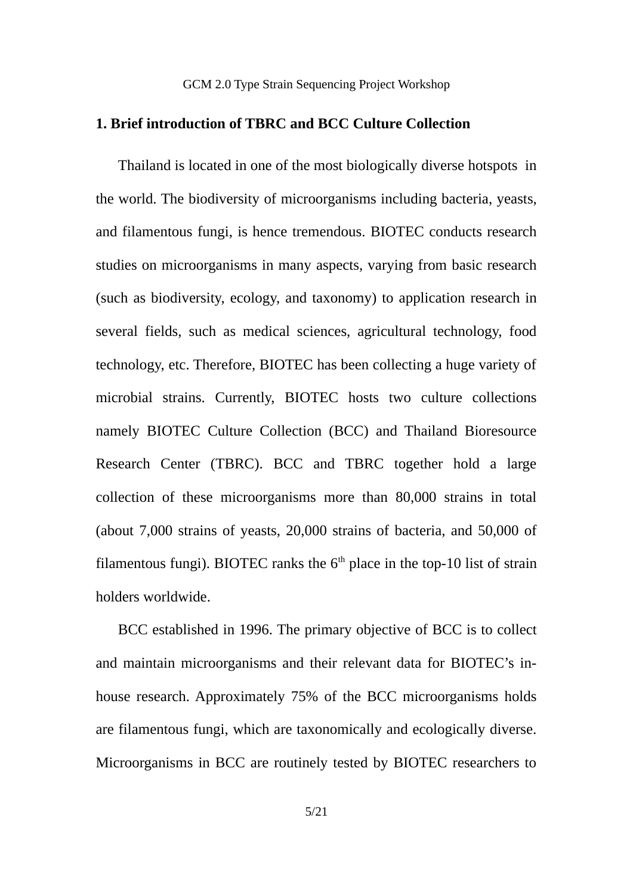## 1. Brief introduction of TBRC and BCC Culture Collection

Thailand is located in one of the most biologically diverse hotspots in the world. The biodiversity of microorganisms including bacteria, yeasts, and filamentous fungi, is hence tremendous. BIOTEC conducts research studies on microorganisms in many aspects, varying from basic research (such as biodiversity, ecology, and taxonomy) to application research in several fields, such as medical sciences, agricultural technology, food technology, etc. Therefore, BIOTEC has been collecting a huge variety of microbial strains. Currently, BIOTEC hosts two culture collections namely BIOTEC Culture Collection (BCC) and Thailand Bioresource Research Center (TBRC). BCC and TBRC together hold a large collection of these microorganisms more than 80,000 strains in total (about 7,000 strains of yeasts, 20,000 strains of bacteria, and 50,000 of filamentous fungi). BIOTEC ranks the 6$^{th}$ place in the top-10 list of strain holders worldwide.

BCC established in 1996. The primary objective of BCC is to collect and maintain microorganisms and their relevant data for BIOTEC's in-house research. Approximately 75% of the BCC microorganisms holds are filamentous fungi, which are taxonomically and ecologically diverse. Microorganisms in BCC are routinely tested by BIOTEC researchers to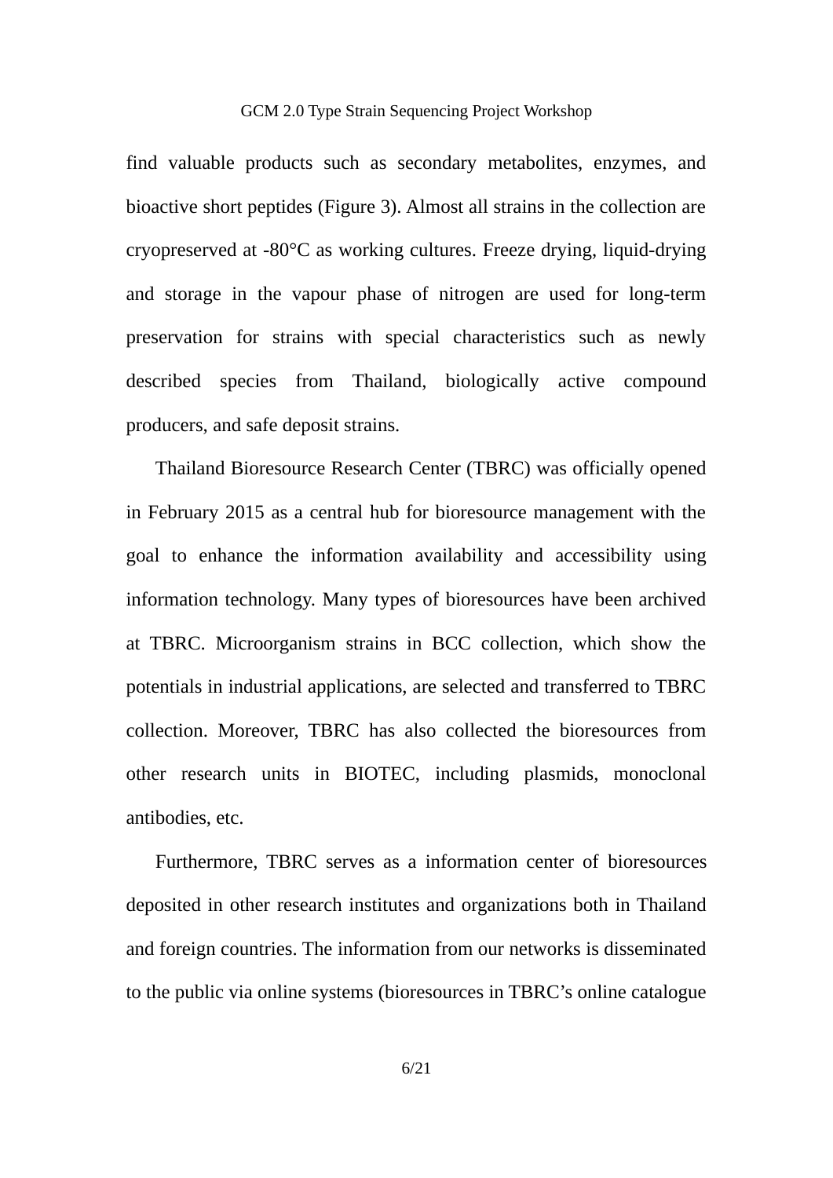find valuable products such as secondary metabolites, enzymes, and bioactive short peptides (Figure 3). Almost all strains in the collection are cryopreserved at -80°C as working cultures. Freeze drying, liquid-drying and storage in the vapour phase of nitrogen are used for long-term preservation for strains with special characteristics such as newly described species from Thailand, biologically active compound producers, and safe deposit strains.

Thailand Bioresource Research Center (TBRC) was officially opened in February 2015 as a central hub for bioresource management with the goal to enhance the information availability and accessibility using information technology. Many types of bioresources have been archived at TBRC. Microorganism strains in BCC collection, which show the potentials in industrial applications, are selected and transferred to TBRC collection. Moreover, TBRC has also collected the bioresources from other research units in BIOTEC, including plasmids, monoclonal antibodies, etc.

Furthermore, TBRC serves as a information center of bioresources deposited in other research institutes and organizations both in Thailand and foreign countries. The information from our networks is disseminated to the public via online systems (bioresources in TBRC's online catalogue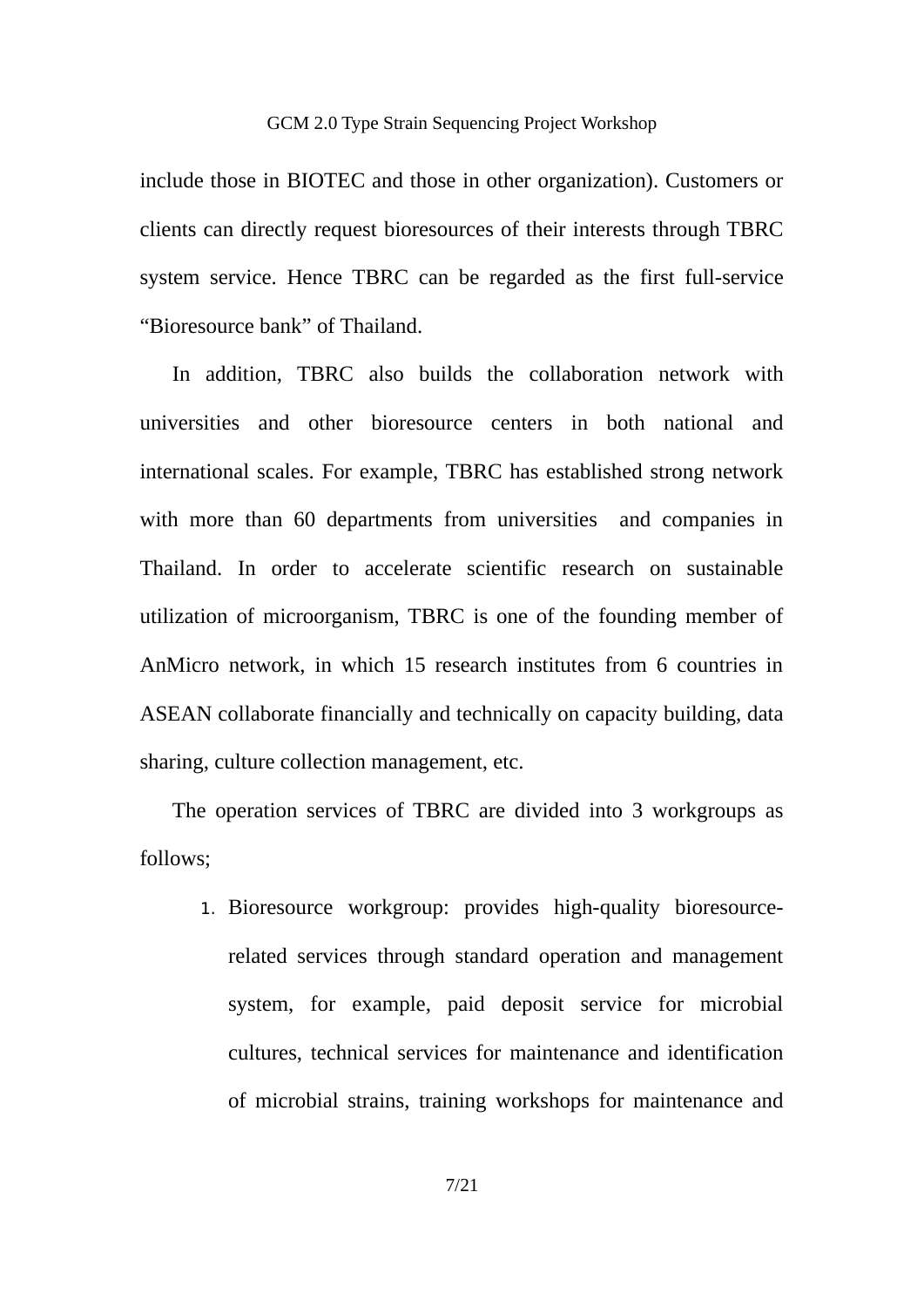include those in BIOTEC and those in other organization). Customers or clients can directly request bioresources of their interests through TBRC system service. Hence TBRC can be regarded as the first full-service “Bioresource bank” of Thailand.

In addition, TBRC also builds the collaboration network with universities and other bioresource centers in both national and international scales. For example, TBRC has established strong network with more than 60 departments from universities and companies in Thailand. In order to accelerate scientific research on sustainable utilization of microorganism, TBRC is one of the founding member of AnMicro network, in which 15 research institutes from 6 countries in ASEAN collaborate financially and technically on capacity building, data sharing, culture collection management, etc.

The operation services of TBRC are divided into 3 workgroups as follows;

1. Bioresource workgroup: provides high-quality bioresource-related services through standard operation and management system, for example, paid deposit service for microbial cultures, technical services for maintenance and identification of microbial strains, training workshops for maintenance and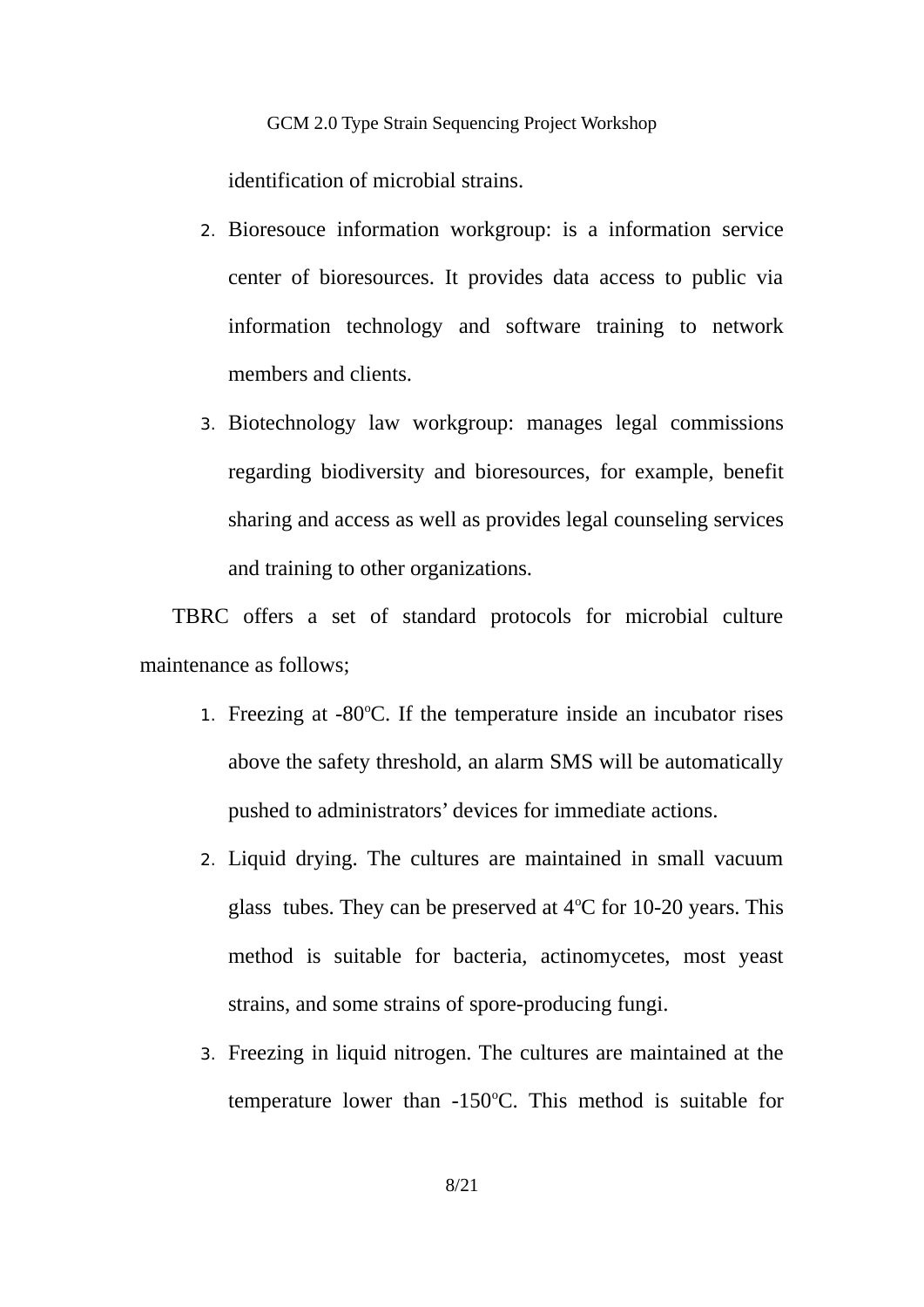identification of microbial strains.

2. Bioresouce information workgroup: is a information service center of bioresources. It provides data access to public via information technology and software training to network members and clients.
3. Biotechnology law workgroup: manages legal commissions regarding biodiversity and bioresources, for example, benefit sharing and access as well as provides legal counseling services and training to other organizations.

TBRC offers a set of standard protocols for microbial culture maintenance as follows;

1. Freezing at -80$^{o}$C. If the temperature inside an incubator rises above the safety threshold, an alarm SMS will be automatically pushed to administrators' devices for immediate actions.
2. Liquid drying. The cultures are maintained in small vacuum glass tubes. They can be preserved at 4$^{o}$C for 10-20 years. This method is suitable for bacteria, actinomycetes, most yeast strains, and some strains of spore-producing fungi.
3. Freezing in liquid nitrogen. The cultures are maintained at the temperature lower than -150$^{o}$C. This method is suitable for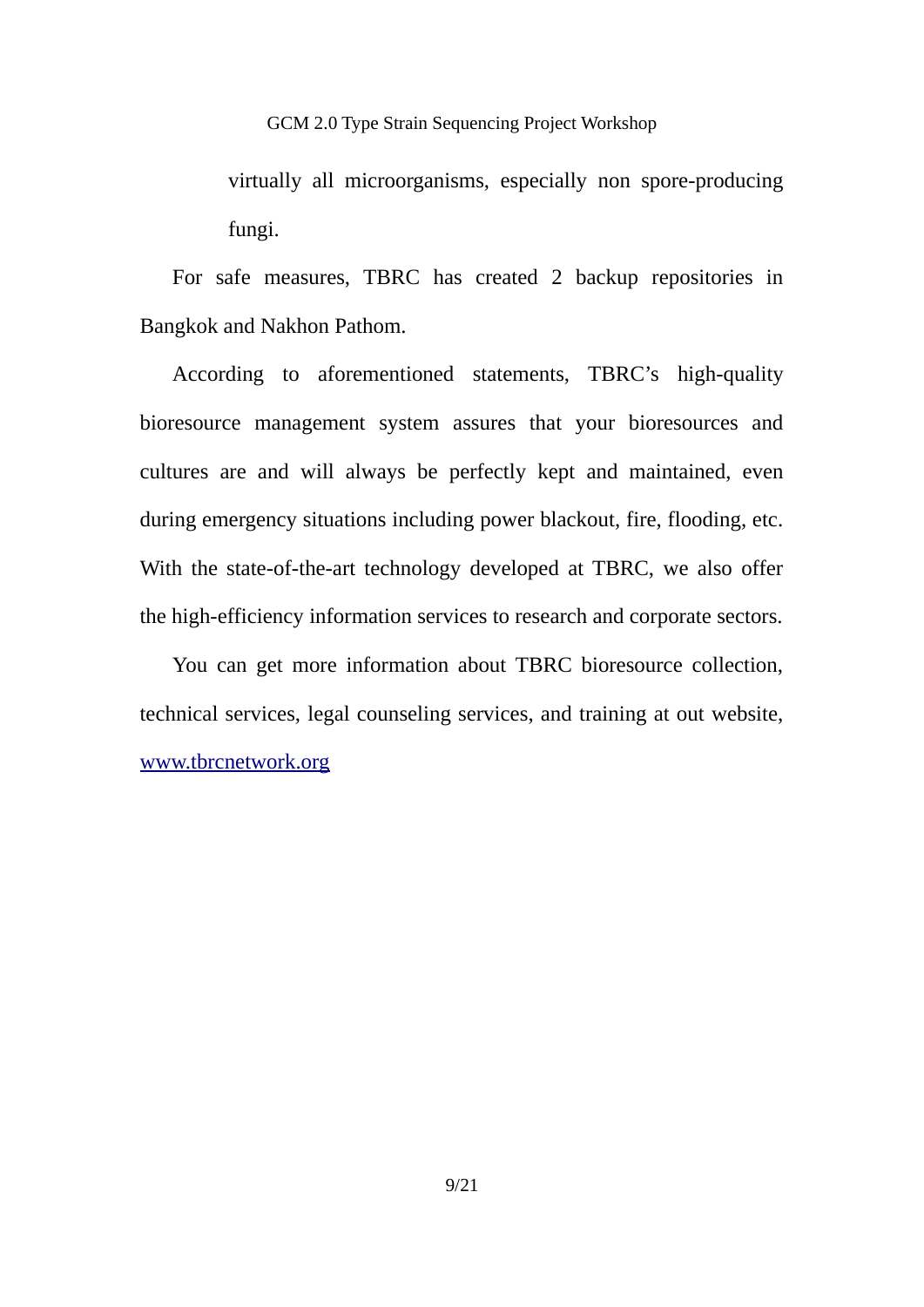virtually all microorganisms, especially non spore-producing fungi.

For safe measures, TBRC has created 2 backup repositories in Bangkok and Nakhon Pathom.

According to aforementioned statements, TBRC's high-quality bioresource management system assures that your bioresources and cultures are and will always be perfectly kept and maintained, even during emergency situations including power blackout, fire, flooding, etc. With the state-of-the-art technology developed at TBRC, we also offer the high-efficiency information services to research and corporate sectors.

You can get more information about TBRC bioresource collection, technical services, legal counseling services, and training at out website, [www.tbrcnetwork.org](http://www.tbrcnetwork.org)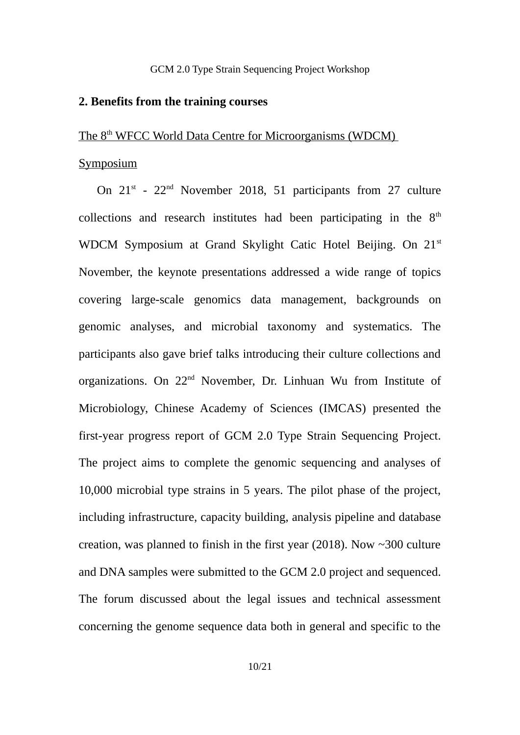## 2. Benefits from the training courses

The 8th WFCC World Data Centre for Microorganisms (WDCM) Symposium

On 21st - 22nd November 2018, 51 participants from 27 culture collections and research institutes had been participating in the 8th WDCM Symposium at Grand Skylight Catic Hotel Beijing. On 21st November, the keynote presentations addressed a wide range of topics covering large-scale genomics data management, backgrounds on genomic analyses, and microbial taxonomy and systematics. The participants also gave brief talks introducing their culture collections and organizations. On 22nd November, Dr. Linhuan Wu from Institute of Microbiology, Chinese Academy of Sciences (IMCAS) presented the first-year progress report of GCM 2.0 Type Strain Sequencing Project. The project aims to complete the genomic sequencing and analyses of 10,000 microbial type strains in 5 years. The pilot phase of the project, including infrastructure, capacity building, analysis pipeline and database creation, was planned to finish in the first year (2018). Now ~300 culture and DNA samples were submitted to the GCM 2.0 project and sequenced. The forum discussed about the legal issues and technical assessment concerning the genome sequence data both in general and specific to the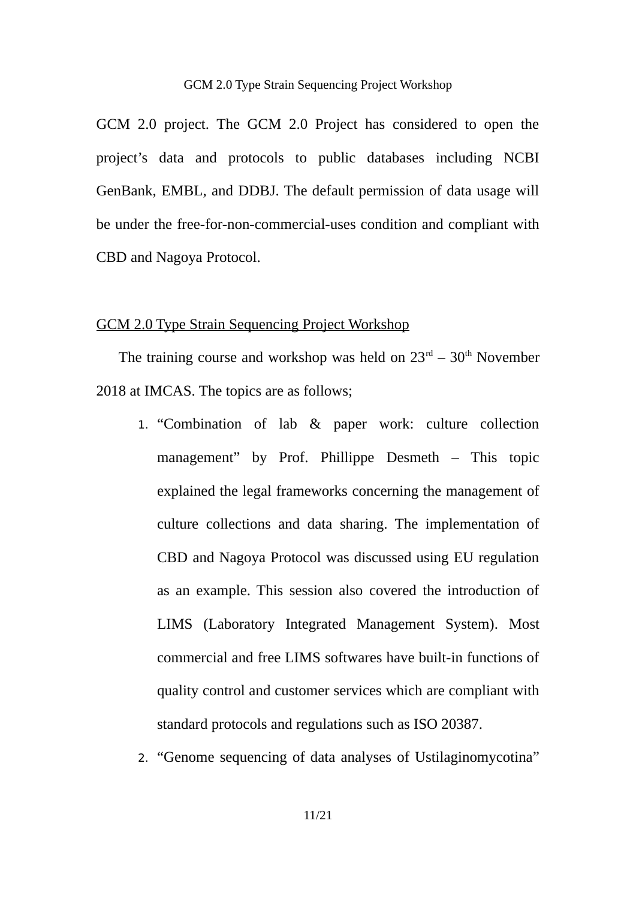GCM 2.0 project. The GCM 2.0 Project has considered to open the project's data and protocols to public databases including NCBI GenBank, EMBL, and DDBJ. The default permission of data usage will be under the free-for-non-commercial-uses condition and compliant with CBD and Nagoya Protocol.

## GCM 2.0 Type Strain Sequencing Project Workshop

The training course and workshop was held on $23^{rd}$ – $30^{th}$ November 2018 at IMCAS. The topics are as follows;

1. "Combination of lab & paper work: culture collection management" by Prof. Phillippe Desmeth – This topic explained the legal frameworks concerning the management of culture collections and data sharing. The implementation of CBD and Nagoya Protocol was discussed using EU regulation as an example. This session also covered the introduction of LIMS (Laboratory Integrated Management System). Most commercial and free LIMS softwares have built-in functions of quality control and customer services which are compliant with standard protocols and regulations such as ISO 20387.
2. "Genome sequencing of data analyses of Ustilaginomycotina"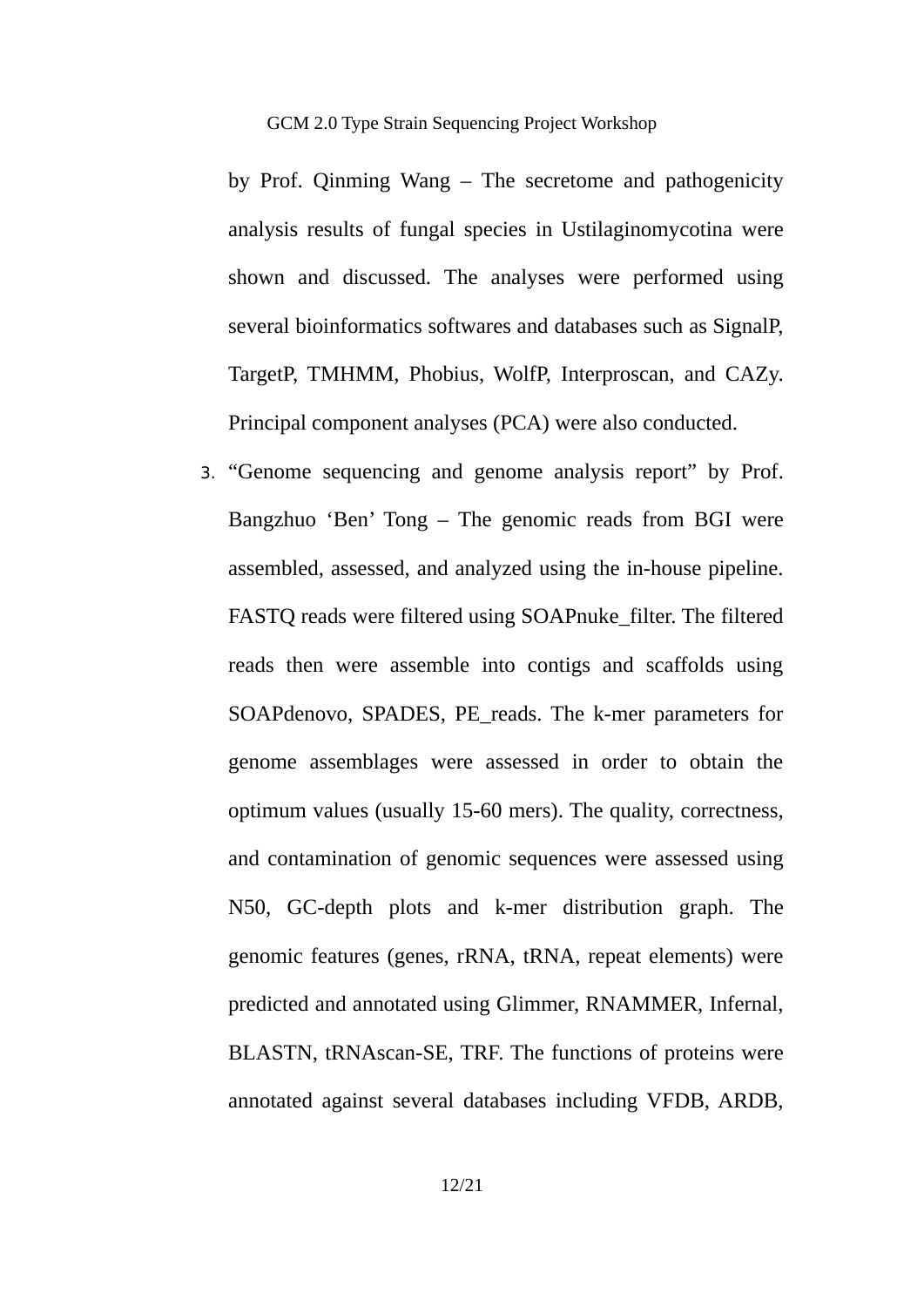by Prof. Qinming Wang – The secretome and pathogenicity analysis results of fungal species in Ustilaginomycotina were shown and discussed. The analyses were performed using several bioinformatics softwares and databases such as SignalP, TargetP, TMHMM, Phobius, WolfP, Interproscan, and CAZy. Principal component analyses (PCA) were also conducted.

3. "Genome sequencing and genome analysis report" by Prof. Bangzhuo 'Ben' Tong – The genomic reads from BGI were assembled, assessed, and analyzed using the in-house pipeline. FASTQ reads were filtered using SOAPnuke_filter. The filtered reads then were assemble into contigs and scaffolds using SOAPdenovo, SPADES, PE_reads. The k-mer parameters for genome assemblages were assessed in order to obtain the optimum values (usually 15-60 mers). The quality, correctness, and contamination of genomic sequences were assessed using N50, GC-depth plots and k-mer distribution graph. The genomic features (genes, rRNA, tRNA, repeat elements) were predicted and annotated using Glimmer, RNAMMER, Infernal, BLASTN, tRNAscan-SE, TRF. The functions of proteins were annotated against several databases including VFDB, ARDB,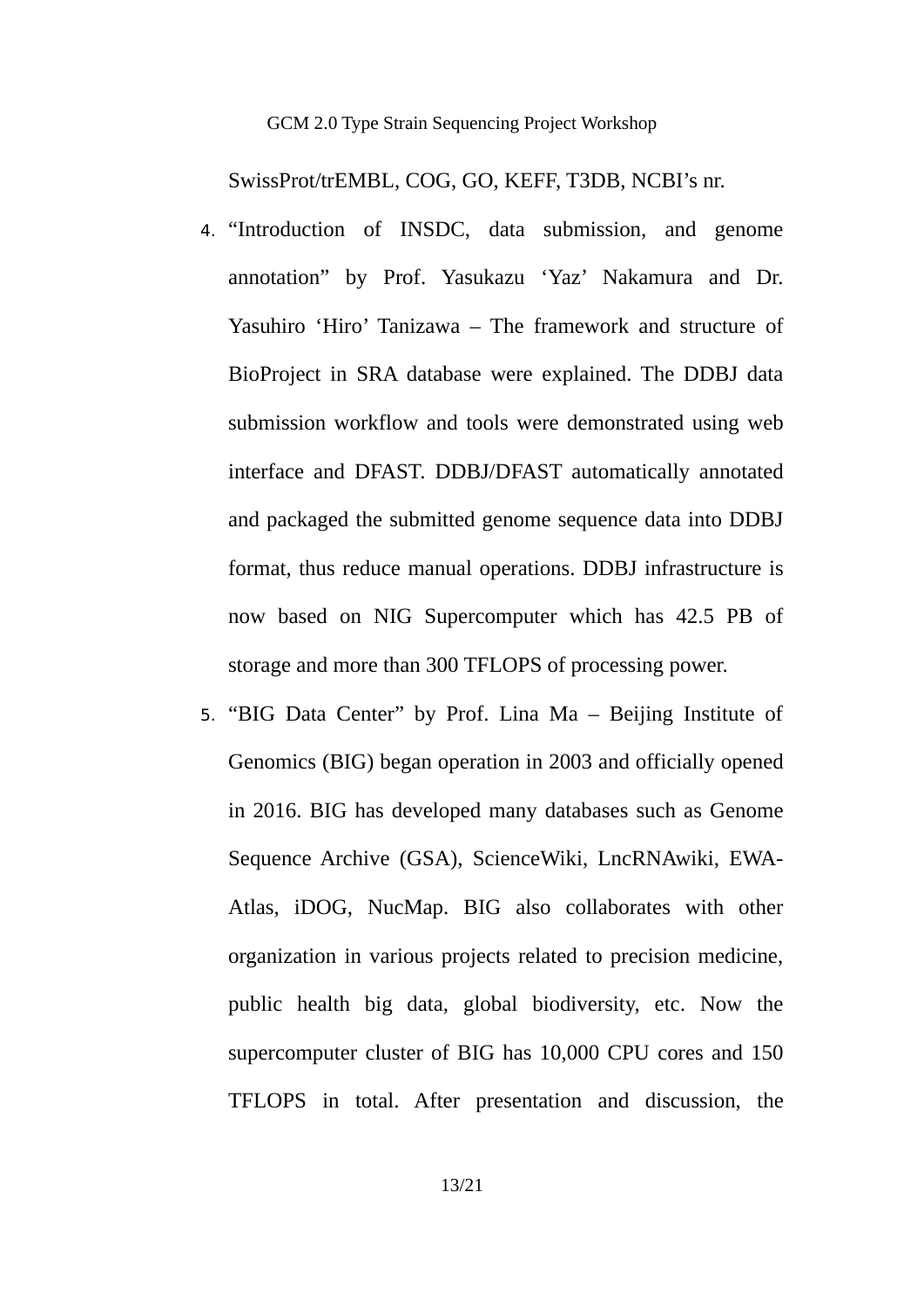SwissProt/trEMBL, COG, GO, KEFF, T3DB, NCBI's nr.

4. "Introduction of INSDC, data submission, and genome annotation" by Prof. Yasukazu 'Yaz' Nakamura and Dr. Yasuhiro 'Hiro' Tanizawa – The framework and structure of BioProject in SRA database were explained. The DDBJ data submission workflow and tools were demonstrated using web interface and DFAST. DDBJ/DFAST automatically annotated and packaged the submitted genome sequence data into DDBJ format, thus reduce manual operations. DDBJ infrastructure is now based on NIG Supercomputer which has 42.5 PB of storage and more than 300 TFLOPS of processing power.
5. "BIG Data Center" by Prof. Lina Ma – Beijing Institute of Genomics (BIG) began operation in 2003 and officially opened in 2016. BIG has developed many databases such as Genome Sequence Archive (GSA), ScienceWiki, LncRNAwiki, EWA-Atlas, iDOG, NucMap. BIG also collaborates with other organization in various projects related to precision medicine, public health big data, global biodiversity, etc. Now the supercomputer cluster of BIG has 10,000 CPU cores and 150 TFLOPS in total. After presentation and discussion, the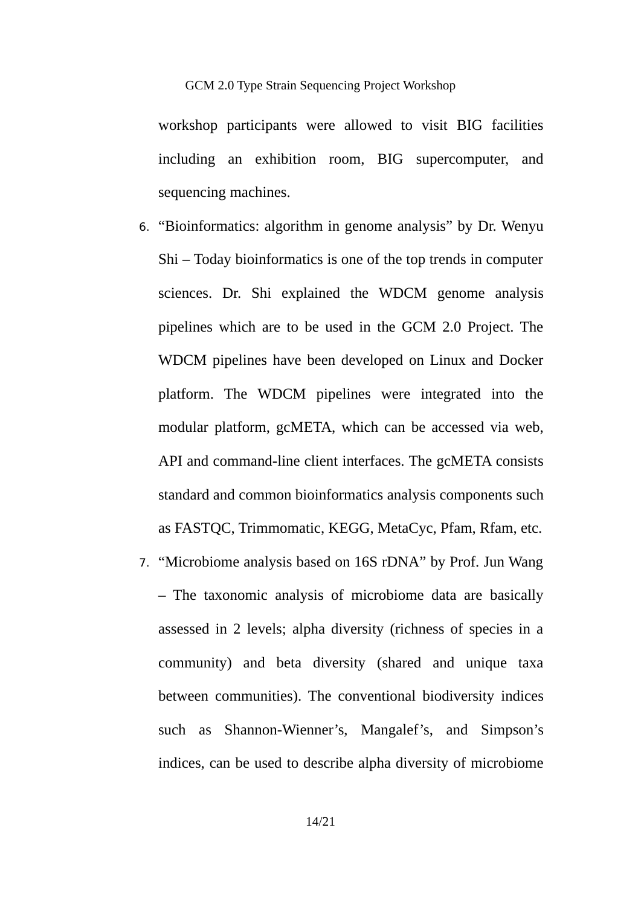workshop participants were allowed to visit BIG facilities including an exhibition room, BIG supercomputer, and sequencing machines.

6. "Bioinformatics: algorithm in genome analysis" by Dr. Wenyu Shi – Today bioinformatics is one of the top trends in computer sciences. Dr. Shi explained the WDCM genome analysis pipelines which are to be used in the GCM 2.0 Project. The WDCM pipelines have been developed on Linux and Docker platform. The WDCM pipelines were integrated into the modular platform, gcMETA, which can be accessed via web, API and command-line client interfaces. The gcMETA consists standard and common bioinformatics analysis components such as FASTQC, Trimmomatic, KEGG, MetaCyc, Pfam, Rfam, etc.
7. "Microbiome analysis based on 16S rDNA" by Prof. Jun Wang – The taxonomic analysis of microbiome data are basically assessed in 2 levels; alpha diversity (richness of species in a community) and beta diversity (shared and unique taxa between communities). The conventional biodiversity indices such as Shannon-Wienner's, Mangalef's, and Simpson's indices, can be used to describe alpha diversity of microbiome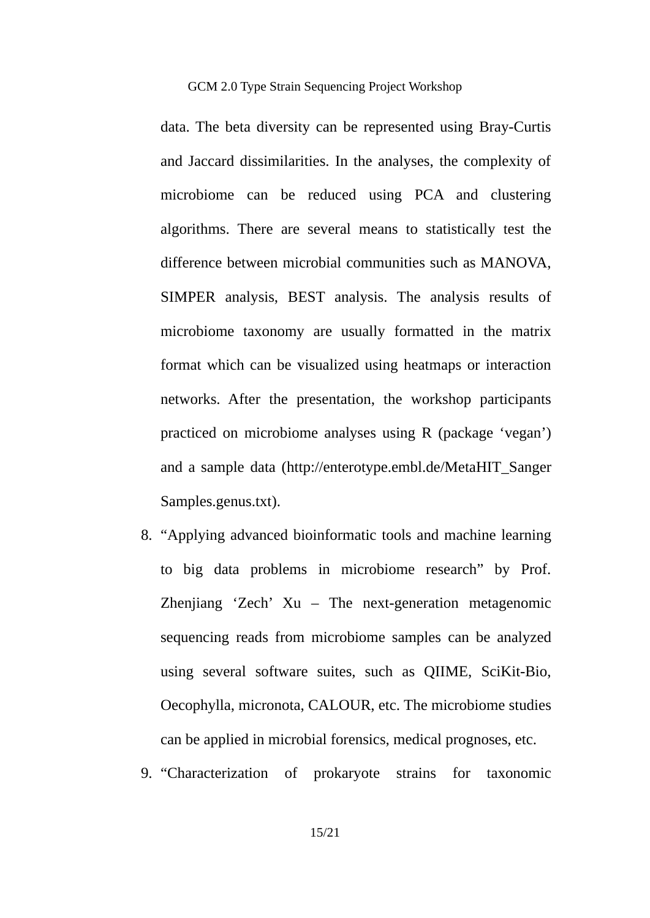data. The beta diversity can be represented using Bray-Curtis and Jaccard dissimilarities. In the analyses, the complexity of microbiome can be reduced using PCA and clustering algorithms. There are several means to statistically test the difference between microbial communities such as MANOVA, SIMPER analysis, BEST analysis. The analysis results of microbiome taxonomy are usually formatted in the matrix format which can be visualized using heatmaps or interaction networks. After the presentation, the workshop participants practiced on microbiome analyses using R (package 'vegan') and a sample data (http://enterotype.embl.de/MetaHIT_SangerSamples.genus.txt).

8. "Applying advanced bioinformatic tools and machine learning to big data problems in microbiome research" by Prof. Zhenjiang 'Zech' Xu – The next-generation metagenomic sequencing reads from microbiome samples can be analyzed using several software suites, such as QIIME, SciKit-Bio, Oecophylla, micronota, CALOUR, etc. The microbiome studies can be applied in microbial forensics, medical prognoses, etc.
9. "Characterization of prokaryote strains for taxonomic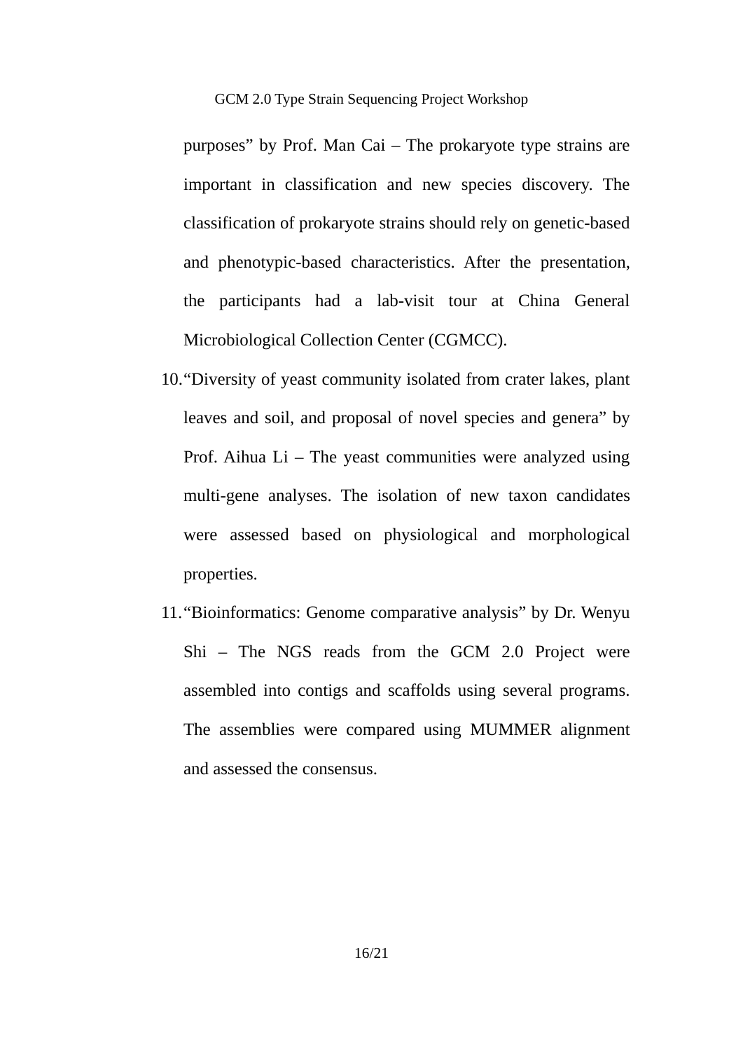purposes” by Prof. Man Cai – The prokaryote type strains are important in classification and new species discovery. The classification of prokaryote strains should rely on genetic-based and phenotypic-based characteristics. After the presentation, the participants had a lab-visit tour at China General Microbiological Collection Center (CGMCC).

10. “Diversity of yeast community isolated from crater lakes, plant leaves and soil, and proposal of novel species and genera” by Prof. Aihua Li – The yeast communities were analyzed using multi-gene analyses. The isolation of new taxon candidates were assessed based on physiological and morphological properties.

11. “Bioinformatics: Genome comparative analysis” by Dr. Wenyu Shi – The NGS reads from the GCM 2.0 Project were assembled into contigs and scaffolds using several programs. The assemblies were compared using MUMMER alignment and assessed the consensus.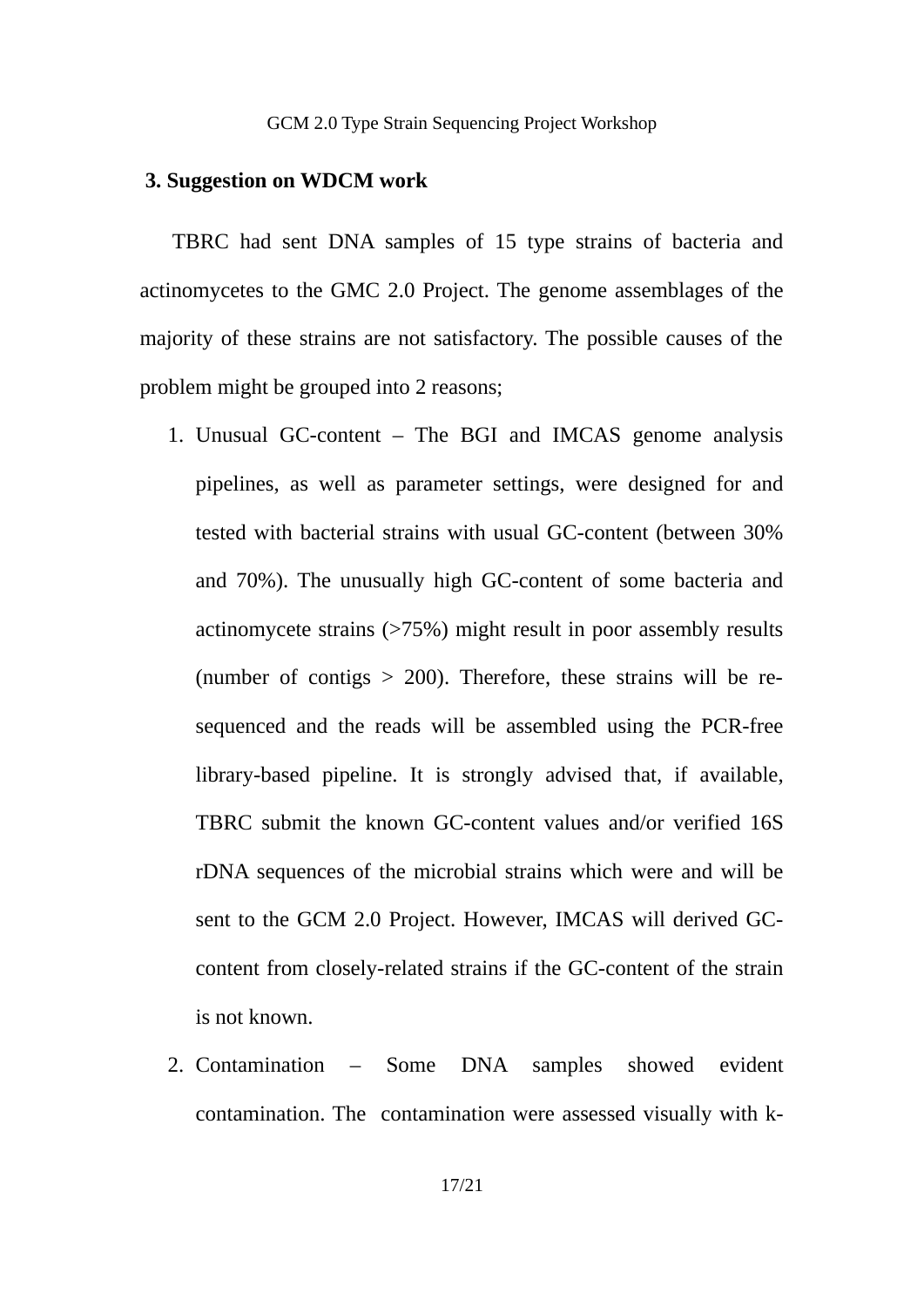### 3. Suggestion on WDCM work

TBRC had sent DNA samples of 15 type strains of bacteria and actinomycetes to the GMC 2.0 Project. The genome assemblages of the majority of these strains are not satisfactory. The possible causes of the problem might be grouped into 2 reasons;

1. Unusual GC-content – The BGI and IMCAS genome analysis pipelines, as well as parameter settings, were designed for and tested with bacterial strains with usual GC-content (between 30% and 70%). The unusually high GC-content of some bacteria and actinomycete strains (>75%) might result in poor assembly results (number of contigs > 200). Therefore, these strains will be re-sequenced and the reads will be assembled using the PCR-free library-based pipeline. It is strongly advised that, if available, TBRC submit the known GC-content values and/or verified 16S rDNA sequences of the microbial strains which were and will be sent to the GCM 2.0 Project. However, IMCAS will derived GC-content from closely-related strains if the GC-content of the strain is not known.
2. Contamination – Some DNA samples showed evident contamination. The contamination were assessed visually with k-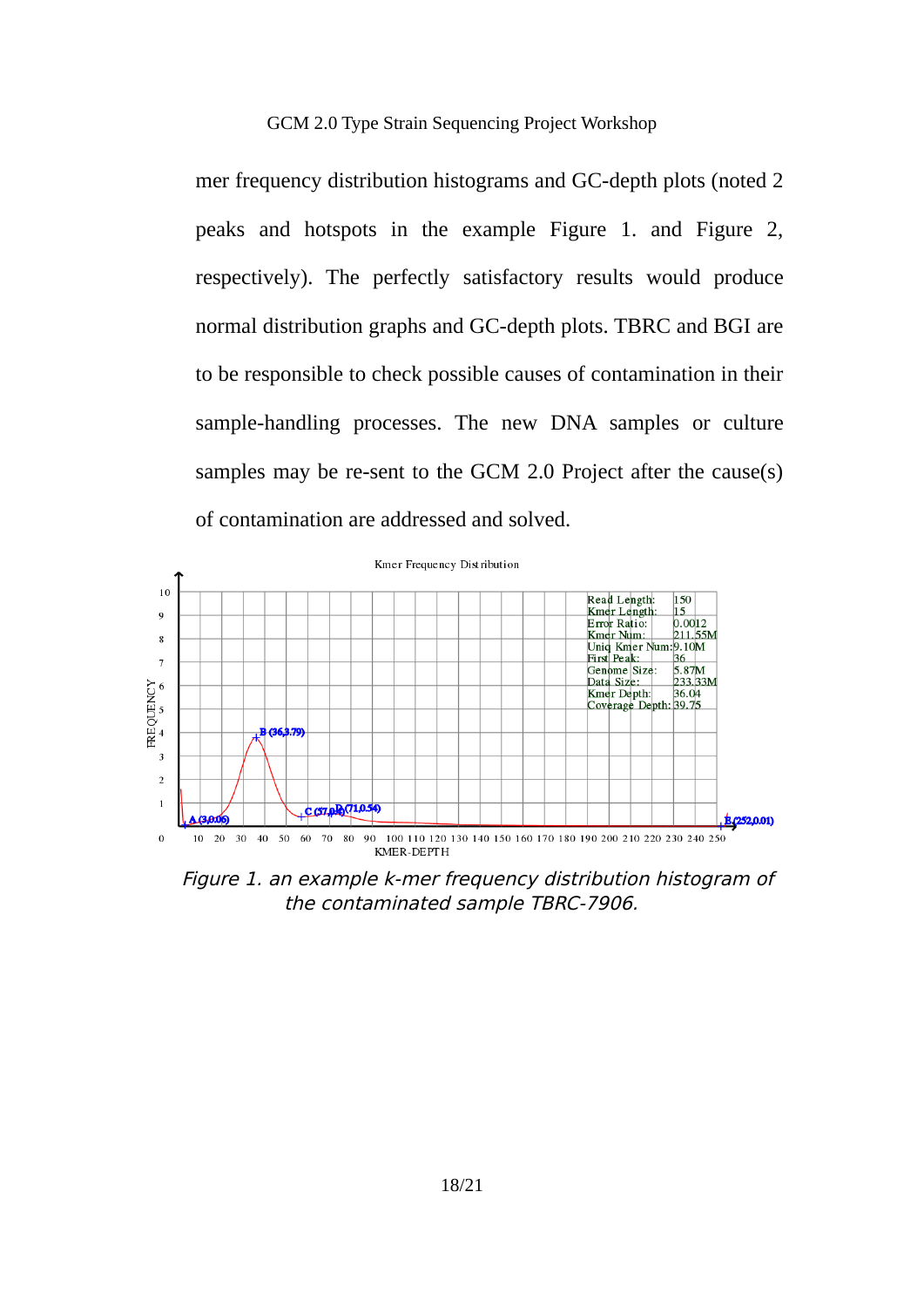mer frequency distribution histograms and GC-depth plots (noted 2 peaks and hotspots in the example Figure 1. and Figure 2, respectively). The perfectly satisfactory results would produce normal distribution graphs and GC-depth plots. TBRC and BGI are to be responsible to check possible causes of contamination in their sample-handling processes. The new DNA samples or culture samples may be re-sent to the GCM 2.0 Project after the cause(s) of contamination are addressed and solved.

*Figure 1. an example k-mer frequency distribution histogram of the contaminated sample TBRC-7906.*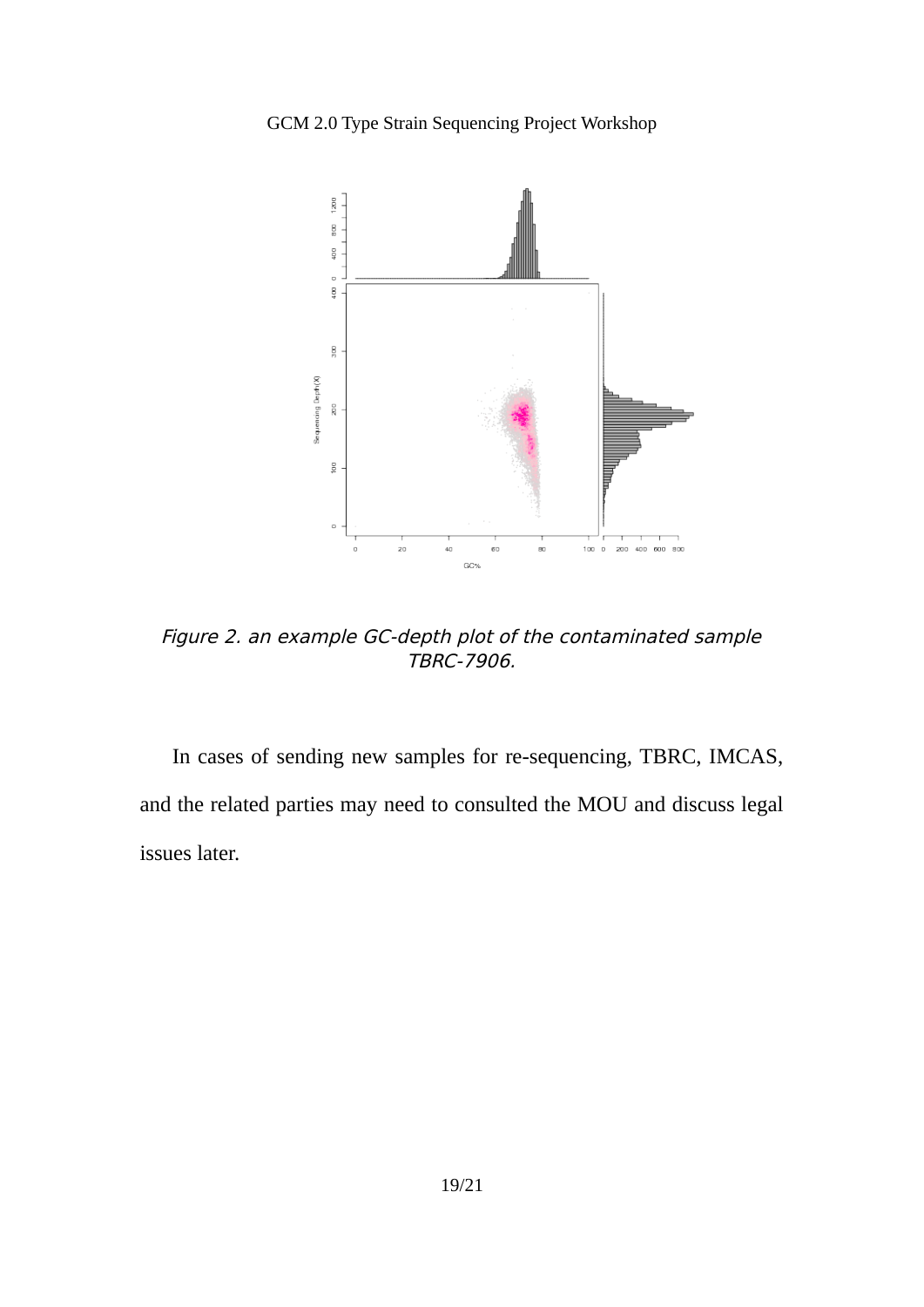*Figure 2. an example GC-depth plot of the contaminated sample TBRC-7906.*

In cases of sending new samples for re-sequencing, TBRC, IMCAS, and the related parties may need to consulted the MOU and discuss legal issues later.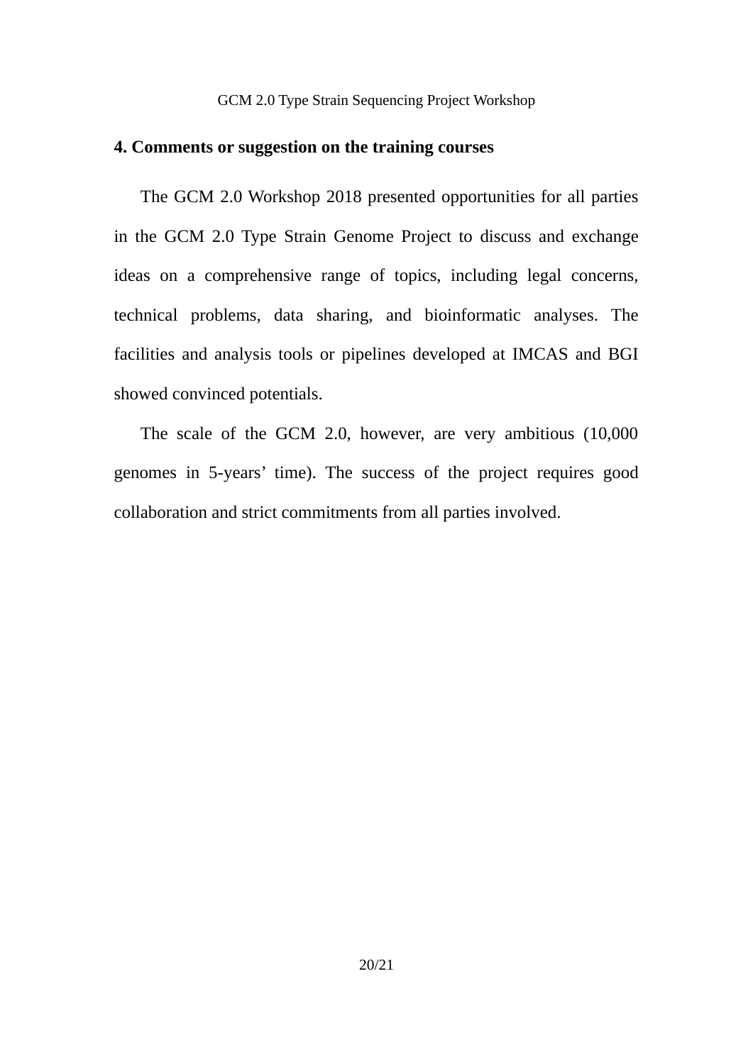## 4. Comments or suggestion on the training courses

The GCM 2.0 Workshop 2018 presented opportunities for all parties in the GCM 2.0 Type Strain Genome Project to discuss and exchange ideas on a comprehensive range of topics, including legal concerns, technical problems, data sharing, and bioinformatic analyses. The facilities and analysis tools or pipelines developed at IMCAS and BGI showed convinced potentials.

The scale of the GCM 2.0, however, are very ambitious (10,000 genomes in 5-years' time). The success of the project requires good collaboration and strict commitments from all parties involved.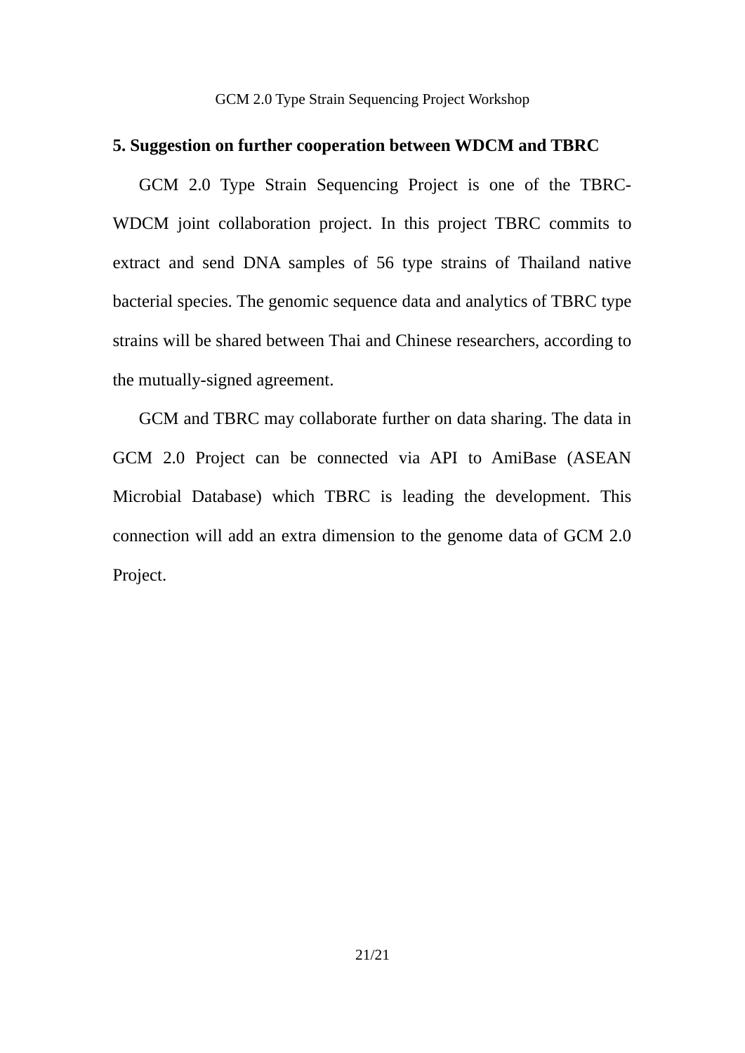## 5. Suggestion on further cooperation between WDCM and TBRC

GCM 2.0 Type Strain Sequencing Project is one of the TBRC-WDCM joint collaboration project. In this project TBRC commits to extract and send DNA samples of 56 type strains of Thailand native bacterial species. The genomic sequence data and analytics of TBRC type strains will be shared between Thai and Chinese researchers, according to the mutually-signed agreement.

GCM and TBRC may collaborate further on data sharing. The data in GCM 2.0 Project can be connected via API to AmiBase (ASEAN Microbial Database) which TBRC is leading the development. This connection will add an extra dimension to the genome data of GCM 2.0 Project.